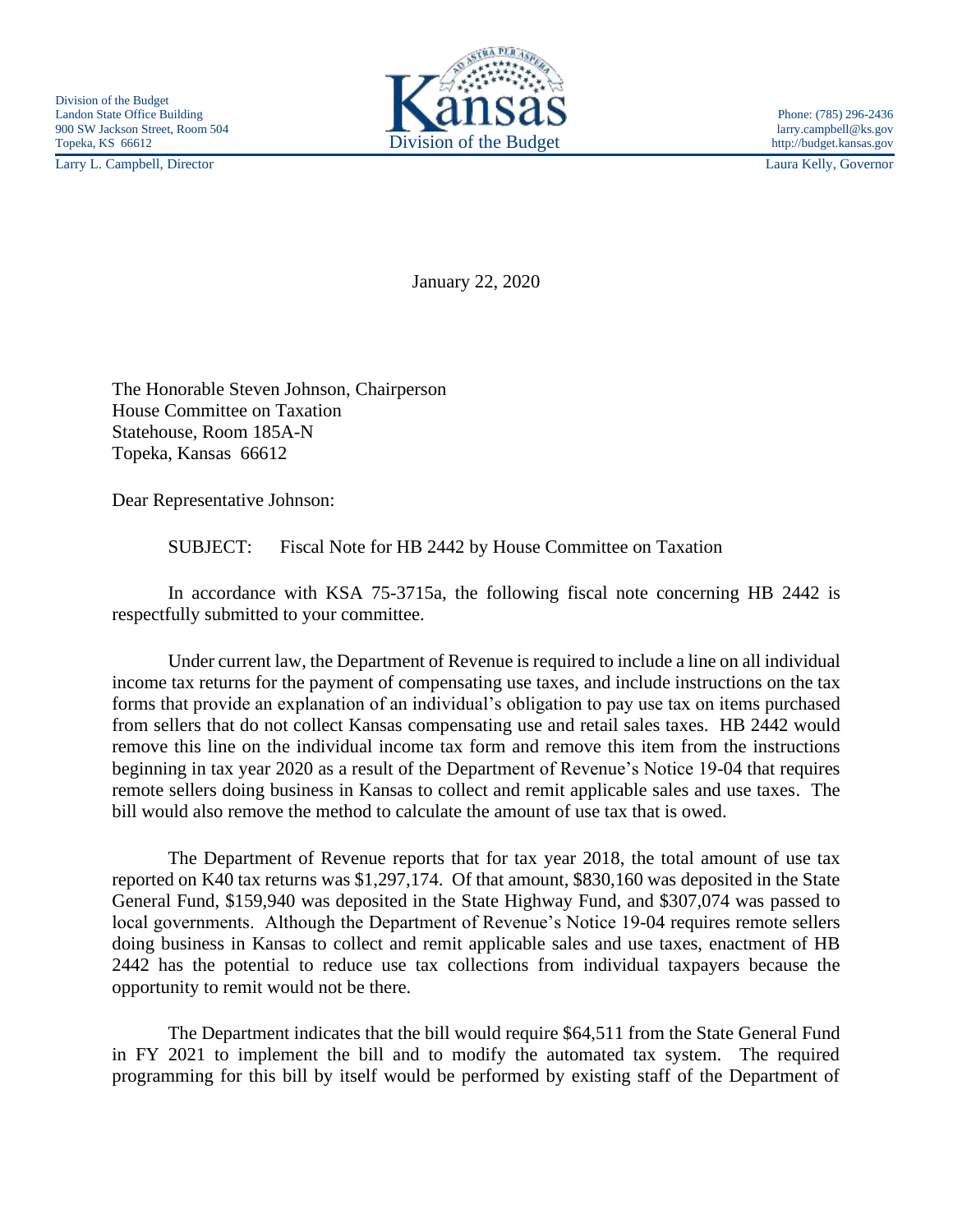Division of the Budget
Landon State Office Building
900 SW Jackson Street, Room 504
Topeka, KS 66612

Kansas
Division of the Budget

Phone: (785) 296-2436
larry.campbell@ks.gov
http://budget.kansas.gov

Larry L. Campbell, Director

Laura Kelly, Governor

January 22, 2020

The Honorable Steven Johnson, Chairperson
House Committee on Taxation
Statehouse, Room 185A-N
Topeka, Kansas 66612

Dear Representative Johnson:

SUBJECT: Fiscal Note for HB 2442 by House Committee on Taxation

In accordance with KSA 75-3715a, the following fiscal note concerning HB 2442 is respectfully submitted to your committee.

Under current law, the Department of Revenue is required to include a line on all individual income tax returns for the payment of compensating use taxes, and include instructions on the tax forms that provide an explanation of an individual's obligation to pay use tax on items purchased from sellers that do not collect Kansas compensating use and retail sales taxes. HB 2442 would remove this line on the individual income tax form and remove this item from the instructions beginning in tax year 2020 as a result of the Department of Revenue's Notice 19-04 that requires remote sellers doing business in Kansas to collect and remit applicable sales and use taxes. The bill would also remove the method to calculate the amount of use tax that is owed.

The Department of Revenue reports that for tax year 2018, the total amount of use tax reported on K40 tax returns was $1,297,174. Of that amount, $830,160 was deposited in the State General Fund, $159,940 was deposited in the State Highway Fund, and $307,074 was passed to local governments. Although the Department of Revenue's Notice 19-04 requires remote sellers doing business in Kansas to collect and remit applicable sales and use taxes, enactment of HB 2442 has the potential to reduce use tax collections from individual taxpayers because the opportunity to remit would not be there.

The Department indicates that the bill would require $64,511 from the State General Fund in FY 2021 to implement the bill and to modify the automated tax system. The required programming for this bill by itself would be performed by existing staff of the Department of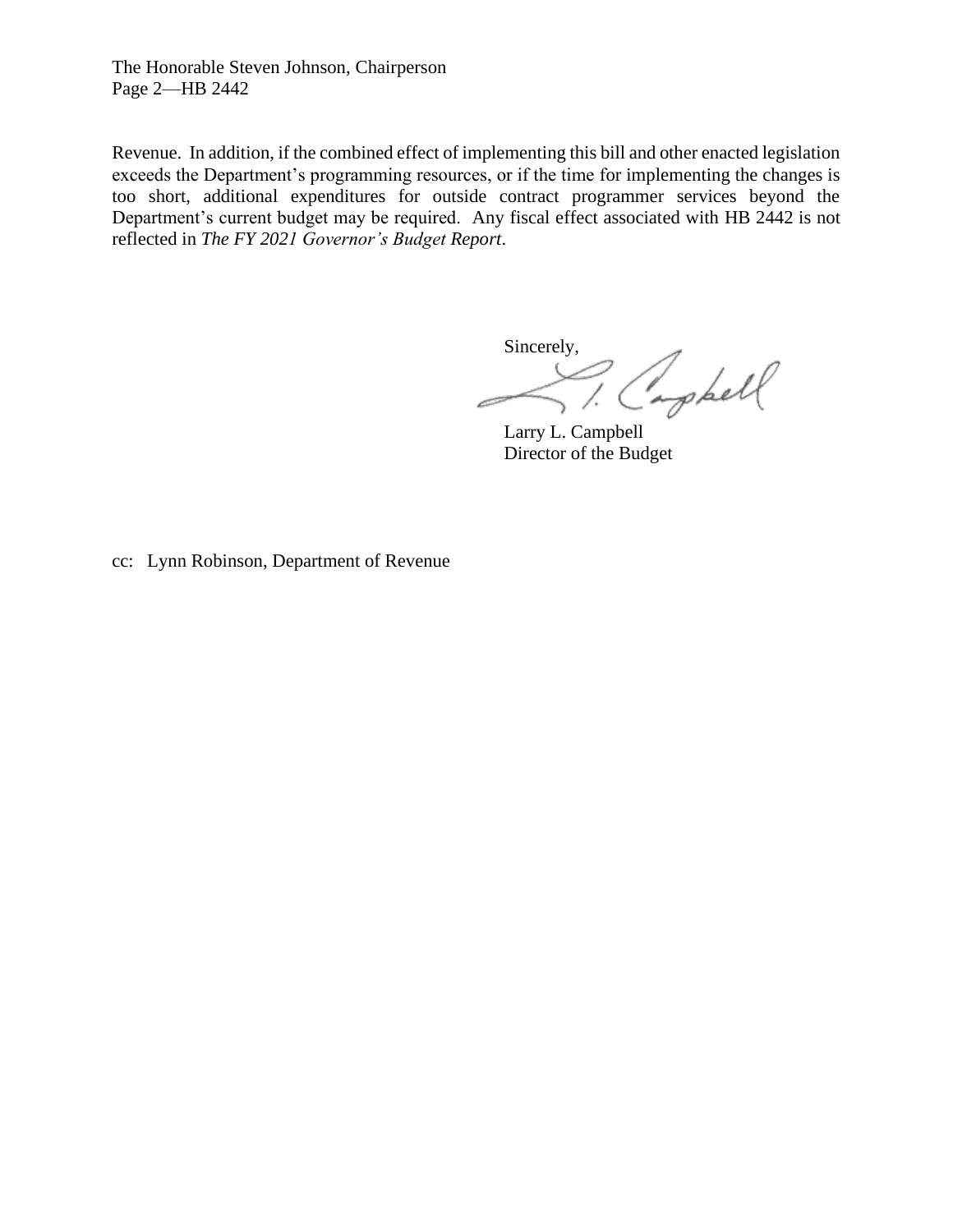Revenue. In addition, if the combined effect of implementing this bill and other enacted legislation exceeds the Department's programming resources, or if the time for implementing the changes is too short, additional expenditures for outside contract programmer services beyond the Department's current budget may be required. Any fiscal effect associated with HB 2442 is not reflected in *The FY 2021 Governor's Budget Report*.

Sincerely,

Larry L. Campbell
Director of the Budget

cc: Lynn Robinson, Department of Revenue